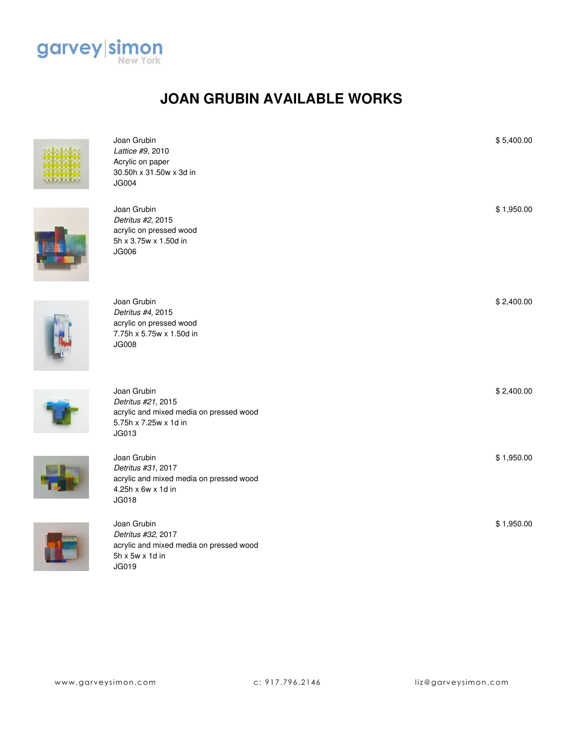garvey|simon
New York

# JOAN GRUBIN AVAILABLE WORKS

Joan Grubin
*Lattice #9*, 2010
Acrylic on paper
30.50h x 31.50w x 3d in
JG004

$ 5,400.00

Joan Grubin
*Detritus #2*, 2015
acrylic on pressed wood
5h x 3.75w x 1.50d in
JG006

$ 1,950.00

Joan Grubin
*Detritus #4*, 2015
acrylic on pressed wood
7.75h x 5.75w x 1.50d in
JG008

$ 2,400.00

Joan Grubin
*Detritus #21*, 2015
acrylic and mixed media on pressed wood
5.75h x 7.25w x 1d in
JG013

$ 2,400.00

Joan Grubin
*Detritus #31*, 2017
acrylic and mixed media on pressed wood
4.25h x 6w x 1d in
JG018

$ 1,950.00

Joan Grubin
*Detritus #32*, 2017
acrylic and mixed media on pressed wood
5h x 5w x 1d in
JG019

$ 1,950.00

www.garveysimon.com c: 917.796.2146 liz@garveysimon.com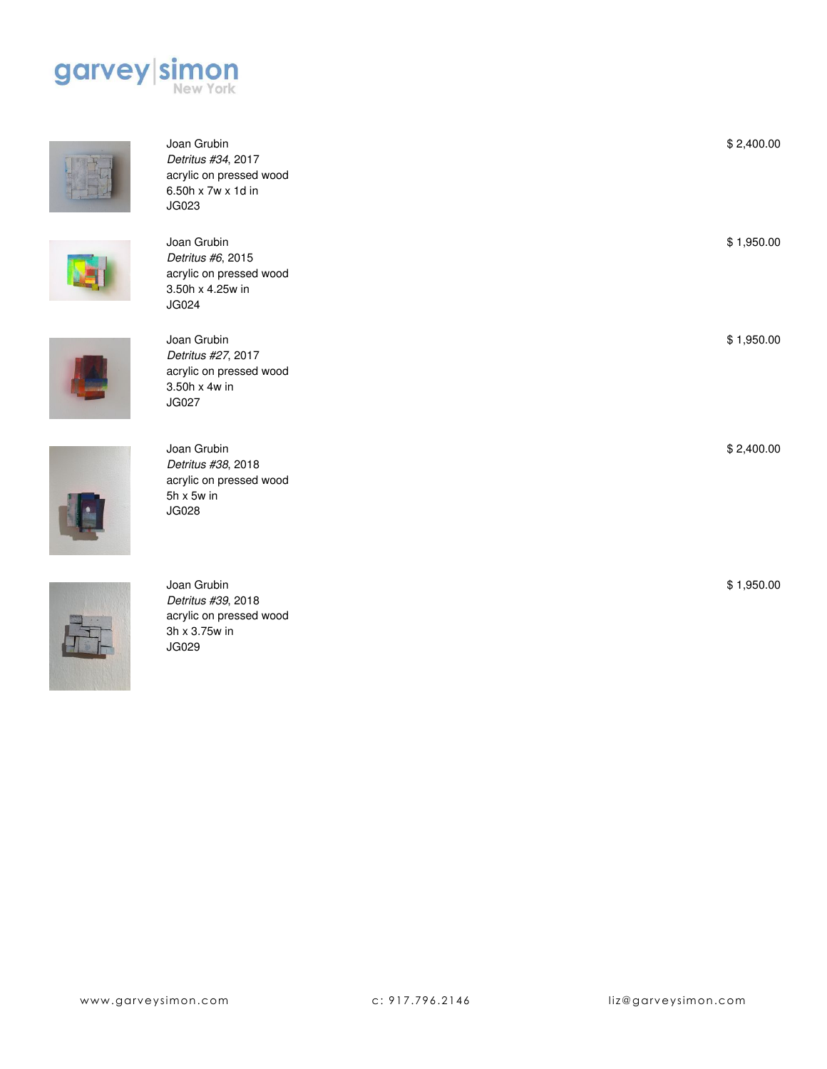garvey|simon
New York

Joan Grubin
*Detritus #34*, 2017
acrylic on pressed wood
6.50h x 7w x 1d in
JG023

$ 2,400.00

Joan Grubin
*Detritus #6*, 2015
acrylic on pressed wood
3.50h x 4.25w in
JG024

$ 1,950.00

Joan Grubin
*Detritus #27*, 2017
acrylic on pressed wood
3.50h x 4w in
JG027

$ 1,950.00

Joan Grubin
*Detritus #38*, 2018
acrylic on pressed wood
5h x 5w in
JG028

$ 2,400.00

Joan Grubin
*Detritus #39*, 2018
acrylic on pressed wood
3h x 3.75w in
JG029

$ 1,950.00

www.garveysimon.com c: 917.796.2146 liz@garveysimon.com